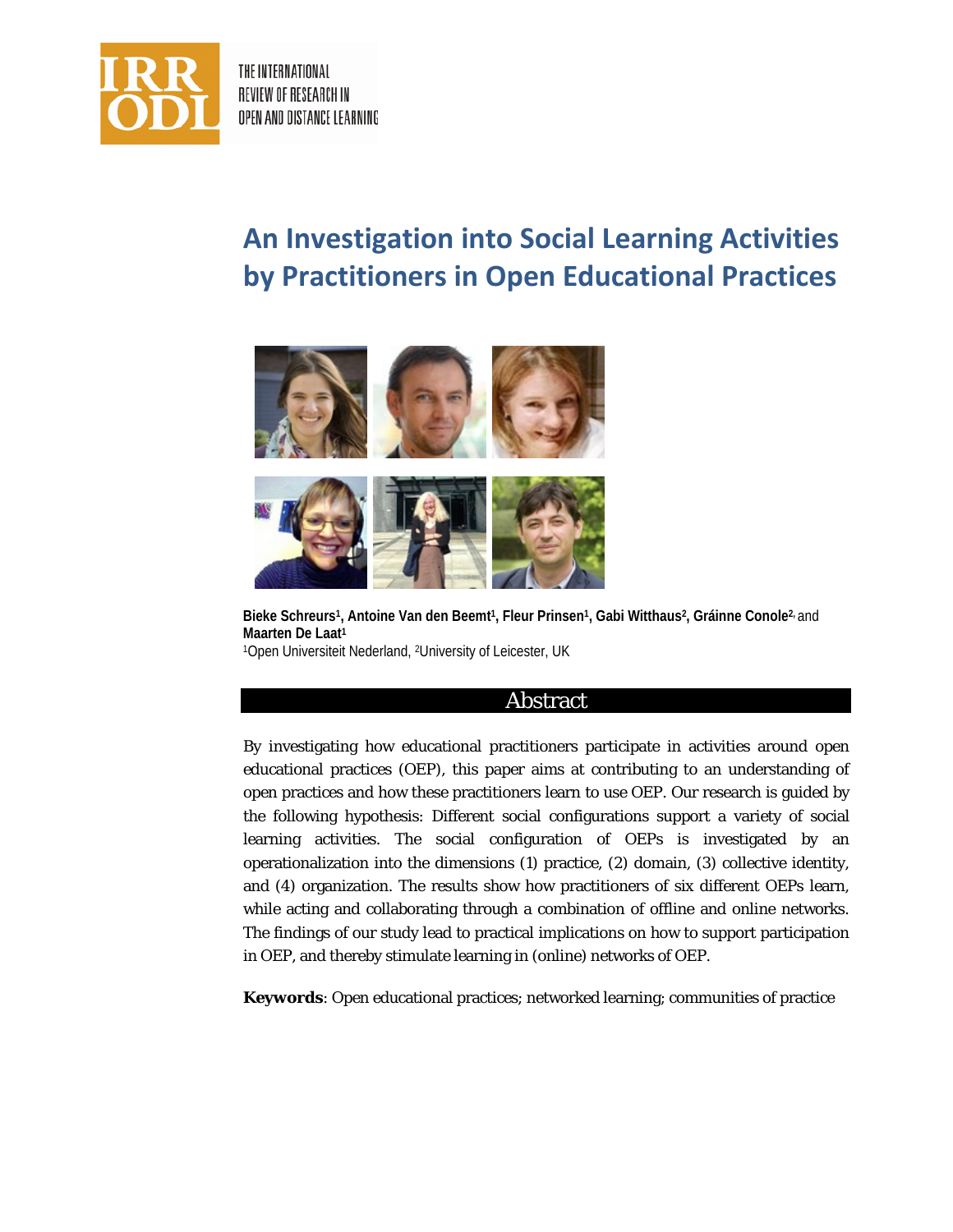# An Investigation into Social Learning Activities by Practitioners in Open Educational Practices

**Bieke Schreurs[1], Antoine Van den Beemt[1], Fleur Prinsen[1], Gabi Witthaus[2], Gráinne Conole[2]**, and **Maarten De Laat[1]**

[1]Open Universiteit Nederland, [2]University of Leicester, UK

## Abstract

By investigating how educational practitioners participate in activities around open educational practices (OEP), this paper aims at contributing to an understanding of open practices and how these practitioners learn to use OEP. Our research is guided by the following hypothesis: Different social configurations support a variety of social learning activities. The social configuration of OEPs is investigated by an operationalization into the dimensions (1) practice, (2) domain, (3) collective identity, and (4) organization. The results show how practitioners of six different OEPs learn, while acting and collaborating through a combination of offline and online networks. The findings of our study lead to practical implications on how to support participation in OEP, and thereby stimulate learning in (online) networks of OEP.

**Keywords**: Open educational practices; networked learning; communities of practice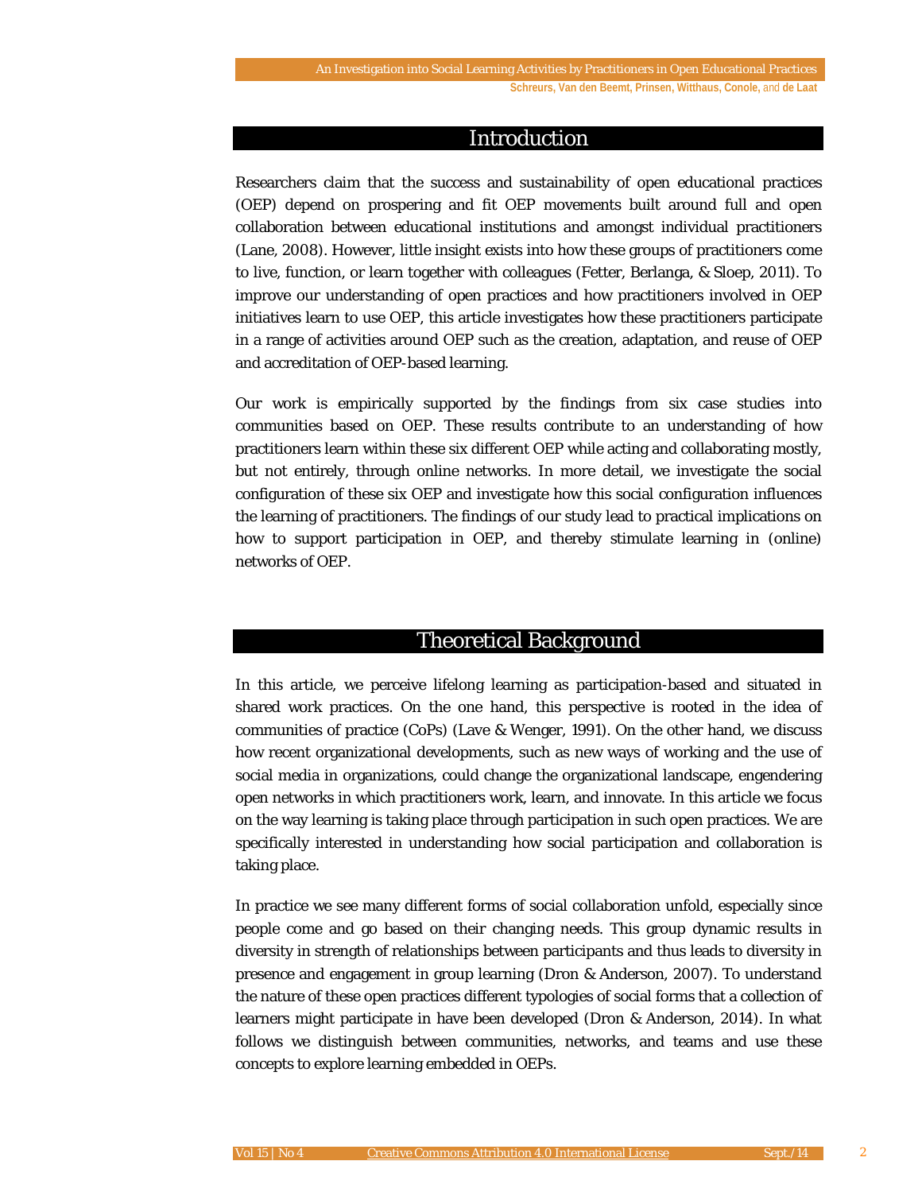## Introduction

Researchers claim that the success and sustainability of open educational practices (OEP) depend on prospering and fit OEP movements built around full and open collaboration between educational institutions and amongst individual practitioners (Lane, 2008). However, little insight exists into how these groups of practitioners come to live, function, or learn together with colleagues (Fetter, Berlanga, & Sloep, 2011). To improve our understanding of open practices and how practitioners involved in OEP initiatives learn to use OEP, this article investigates how these practitioners participate in a range of activities around OEP such as the creation, adaptation, and reuse of OEP and accreditation of OEP-based learning.

Our work is empirically supported by the findings from six case studies into communities based on OEP. These results contribute to an understanding of how practitioners learn within these six different OEP while acting and collaborating mostly, but not entirely, through online networks. In more detail, we investigate the social configuration of these six OEP and investigate how this social configuration influences the learning of practitioners. The findings of our study lead to practical implications on how to support participation in OEP, and thereby stimulate learning in (online) networks of OEP.

## Theoretical Background

In this article, we perceive lifelong learning as participation-based and situated in shared work practices. On the one hand, this perspective is rooted in the idea of communities of practice (CoPs) (Lave & Wenger, 1991). On the other hand, we discuss how recent organizational developments, such as new ways of working and the use of social media in organizations, could change the organizational landscape, engendering open networks in which practitioners work, learn, and innovate. In this article we focus on the way learning is taking place through participation in such open practices. We are specifically interested in understanding how social participation and collaboration is taking place.

In practice we see many different forms of social collaboration unfold, especially since people come and go based on their changing needs. This group dynamic results in diversity in strength of relationships between participants and thus leads to diversity in presence and engagement in group learning (Dron & Anderson, 2007). To understand the nature of these open practices different typologies of social forms that a collection of learners might participate in have been developed (Dron & Anderson, 2014). In what follows we distinguish between communities, networks, and teams and use these concepts to explore learning embedded in OEPs.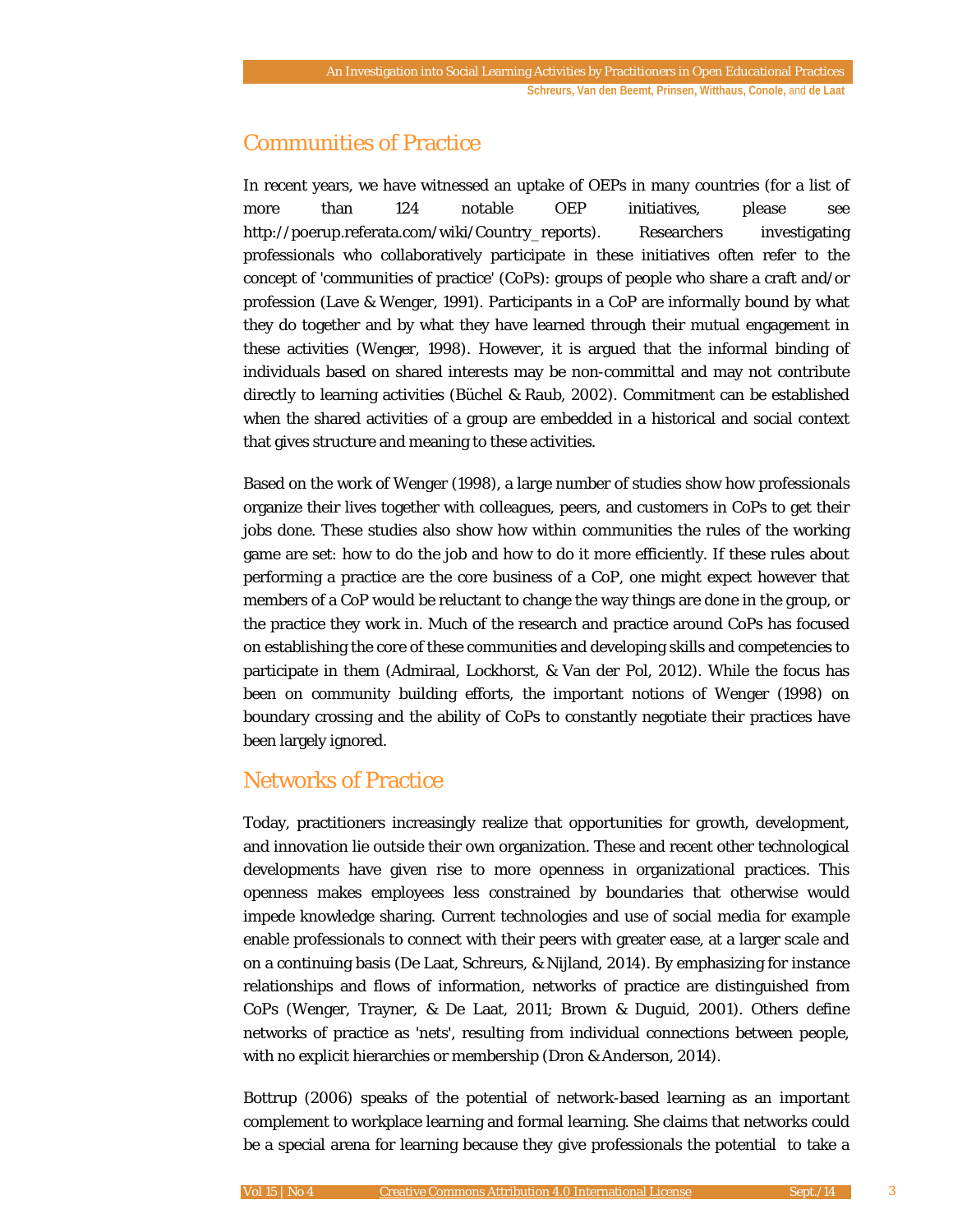## Communities of Practice

In recent years, we have witnessed an uptake of OEPs in many countries (for a list of more than 124 notable OEP initiatives, please see http://poerup.referata.com/wiki/Country_reports). Researchers investigating professionals who collaboratively participate in these initiatives often refer to the concept of 'communities of practice' (CoPs): groups of people who share a craft and/or profession (Lave & Wenger, 1991). Participants in a CoP are informally bound by what they do together and by what they have learned through their mutual engagement in these activities (Wenger, 1998). However, it is argued that the informal binding of individuals based on shared interests may be non-committal and may not contribute directly to learning activities (Büchel & Raub, 2002). Commitment can be established when the shared activities of a group are embedded in a historical and social context that gives structure and meaning to these activities.

Based on the work of Wenger (1998), a large number of studies show how professionals organize their lives together with colleagues, peers, and customers in CoPs to get their jobs done. These studies also show how within communities the rules of the working game are set: how to do the job and how to do it more efficiently. If these rules about performing a practice are the core business of a CoP, one might expect however that members of a CoP would be reluctant to change the way things are done in the group, or the practice they work in. Much of the research and practice around CoPs has focused on establishing the core of these communities and developing skills and competencies to participate in them (Admiraal, Lockhorst, & Van der Pol, 2012). While the focus has been on community building efforts, the important notions of Wenger (1998) on boundary crossing and the ability of CoPs to constantly negotiate their practices have been largely ignored.

## Networks of Practice

Today, practitioners increasingly realize that opportunities for growth, development, and innovation lie outside their own organization. These and recent other technological developments have given rise to more openness in organizational practices. This openness makes employees less constrained by boundaries that otherwise would impede knowledge sharing. Current technologies and use of social media for example enable professionals to connect with their peers with greater ease, at a larger scale and on a continuing basis (De Laat, Schreurs, & Nijland, 2014). By emphasizing for instance relationships and flows of information, networks of practice are distinguished from CoPs (Wenger, Trayner, & De Laat, 2011; Brown & Duguid, 2001). Others define networks of practice as 'nets', resulting from individual connections between people, with no explicit hierarchies or membership (Dron & Anderson, 2014).

Bottrup (2006) speaks of the potential of network-based learning as an important complement to workplace learning and formal learning. She claims that networks could be a special arena for learning because they give professionals the potential to take a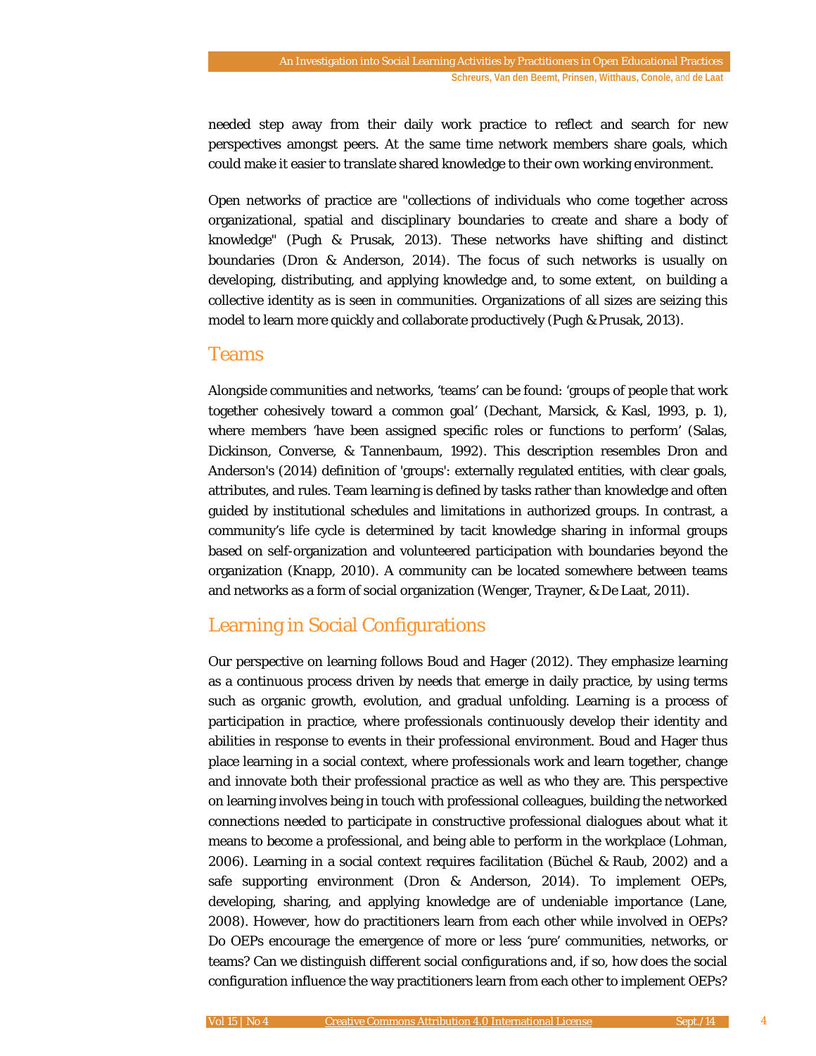needed step away from their daily work practice to reflect and search for new perspectives amongst peers. At the same time network members share goals, which could make it easier to translate shared knowledge to their own working environment.

Open networks of practice are "collections of individuals who come together across organizational, spatial and disciplinary boundaries to create and share a body of knowledge" (Pugh & Prusak, 2013). These networks have shifting and distinct boundaries (Dron & Anderson, 2014). The focus of such networks is usually on developing, distributing, and applying knowledge and, to some extent, on building a collective identity as is seen in communities. Organizations of all sizes are seizing this model to learn more quickly and collaborate productively (Pugh & Prusak, 2013).

## Teams

Alongside communities and networks, 'teams' can be found: 'groups of people that work together cohesively toward a common goal' (Dechant, Marsick, & Kasl, 1993, p. 1), where members 'have been assigned specific roles or functions to perform' (Salas, Dickinson, Converse, & Tannenbaum, 1992). This description resembles Dron and Anderson's (2014) definition of 'groups': externally regulated entities, with clear goals, attributes, and rules. Team learning is defined by tasks rather than knowledge and often guided by institutional schedules and limitations in authorized groups. In contrast, a community's life cycle is determined by tacit knowledge sharing in informal groups based on self-organization and volunteered participation with boundaries beyond the organization (Knapp, 2010). A community can be located somewhere between teams and networks as a form of social organization (Wenger, Trayner, & De Laat, 2011).

## Learning in Social Configurations

Our perspective on learning follows Boud and Hager (2012). They emphasize learning as a continuous process driven by needs that emerge in daily practice, by using terms such as organic growth, evolution, and gradual unfolding. Learning is a process of participation in practice, where professionals continuously develop their identity and abilities in response to events in their professional environment. Boud and Hager thus place learning in a social context, where professionals work and learn together, change and innovate both their professional practice as well as who they are. This perspective on learning involves being in touch with professional colleagues, building the networked connections needed to participate in constructive professional dialogues about what it means to become a professional, and being able to perform in the workplace (Lohman, 2006). Learning in a social context requires facilitation (Büchel & Raub, 2002) and a safe supporting environment (Dron & Anderson, 2014). To implement OEPs, developing, sharing, and applying knowledge are of undeniable importance (Lane, 2008). However, how do practitioners learn from each other while involved in OEPs? Do OEPs encourage the emergence of more or less 'pure' communities, networks, or teams? Can we distinguish different social configurations and, if so, how does the social configuration influence the way practitioners learn from each other to implement OEPs?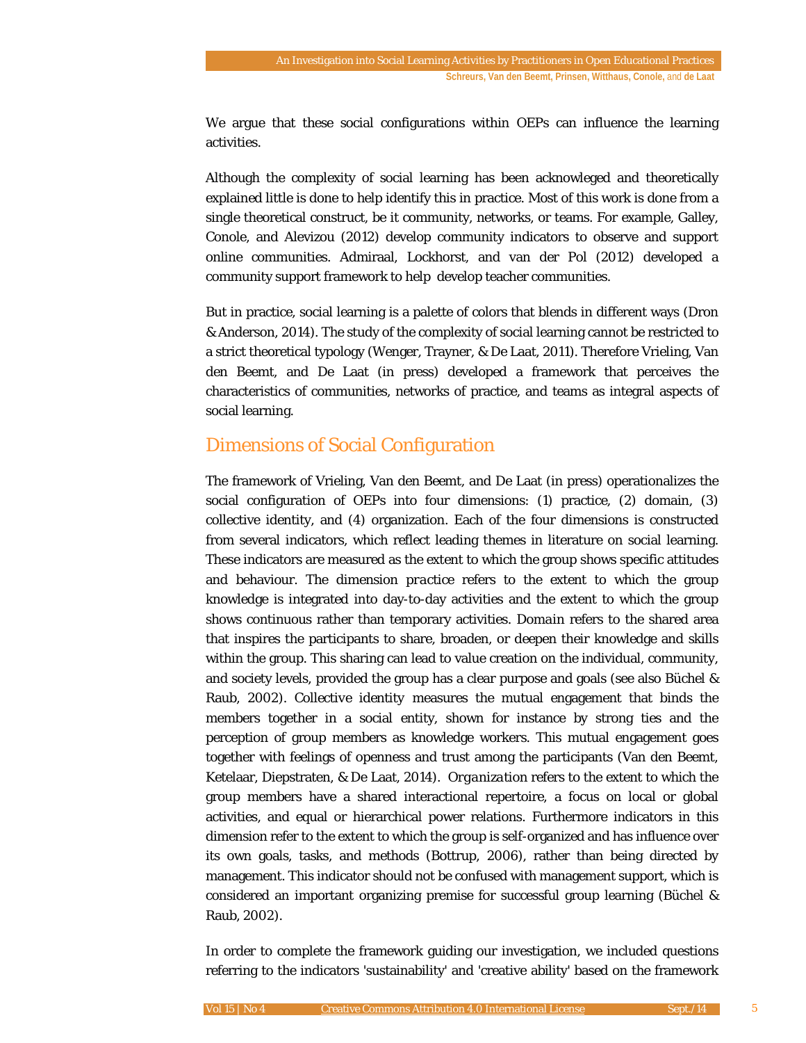We argue that these social configurations within OEPs can influence the learning activities.

Although the complexity of social learning has been acknowleged and theoretically explained little is done to help identify this in practice. Most of this work is done from a single theoretical construct, be it community, networks, or teams. For example, Galley, Conole, and Alevizou (2012) develop community indicators to observe and support online communities. Admiraal, Lockhorst, and van der Pol (2012) developed a community support framework to help develop teacher communities.

But in practice, social learning is a palette of colors that blends in different ways (Dron & Anderson, 2014). The study of the complexity of social learning cannot be restricted to a strict theoretical typology (Wenger, Trayner, & De Laat, 2011). Therefore Vrieling, Van den Beemt, and De Laat (in press) developed a framework that perceives the characteristics of communities, networks of practice, and teams as integral aspects of social learning.

## Dimensions of Social Configuration

The framework of Vrieling, Van den Beemt, and De Laat (in press) operationalizes the social configuration of OEPs into four dimensions: (1) practice, (2) domain, (3) collective identity, and (4) organization. Each of the four dimensions is constructed from several indicators, which reflect leading themes in literature on social learning. These indicators are measured as the extent to which the group shows specific attitudes and behaviour. The dimension *practice* refers to the extent to which the group knowledge is integrated into day-to-day activities and the extent to which the group shows continuous rather than temporary activities. *Domain* refers to the shared area that inspires the participants to share, broaden, or deepen their knowledge and skills within the group. This sharing can lead to value creation on the individual, community, and society levels, provided the group has a clear purpose and goals (see also Büchel & Raub, 2002). *Collective identity* measures the mutual engagement that binds the members together in a social entity, shown for instance by strong ties and the perception of group members as knowledge workers. This mutual engagement goes together with feelings of openness and trust among the participants (Van den Beemt, Ketelaar, Diepstraten, & De Laat, 2014). *Organization* refers to the extent to which the group members have a shared interactional repertoire, a focus on local or global activities, and equal or hierarchical power relations. Furthermore indicators in this dimension refer to the extent to which the group is self-organized and has influence over its own goals, tasks, and methods (Bottrup, 2006), rather than being directed by management. This indicator should not be confused with management support, which is considered an important organizing premise for successful group learning (Büchel & Raub, 2002).

In order to complete the framework guiding our investigation, we included questions referring to the indicators 'sustainability' and 'creative ability' based on the framework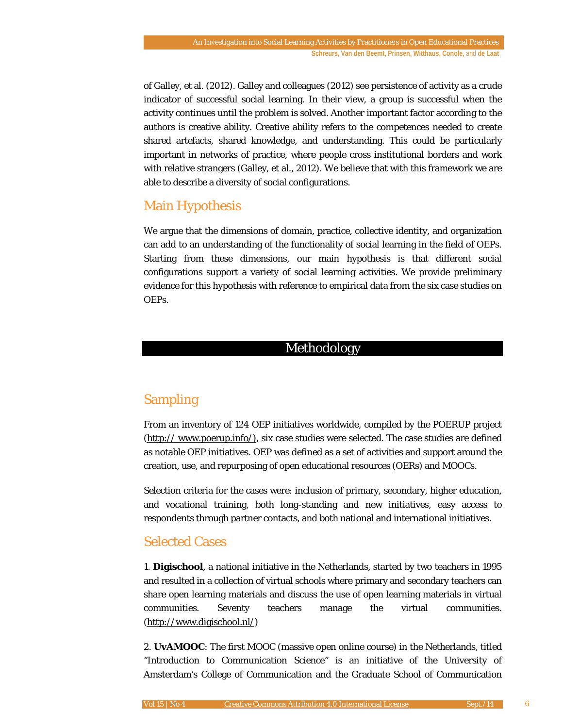of Galley, et al. (2012). Galley and colleagues (2012) see persistence of activity as a crude indicator of successful social learning. In their view, a group is successful when the activity continues until the problem is solved. Another important factor according to the authors is creative ability. Creative ability refers to the competences needed to create shared artefacts, shared knowledge, and understanding. This could be particularly important in networks of practice, where people cross institutional borders and work with relative strangers (Galley, et al., 2012). We believe that with this framework we are able to describe a diversity of social configurations.

## Main Hypothesis

We argue that the dimensions of domain, practice, collective identity, and organization can add to an understanding of the functionality of social learning in the field of OEPs. Starting from these dimensions, our main hypothesis is that different social configurations support a variety of social learning activities. We provide preliminary evidence for this hypothesis with reference to empirical data from the six case studies on OEPs.

# Methodology

## Sampling

From an inventory of 124 OEP initiatives worldwide, compiled by the POERUP project (http:// www.poerup.info/), six case studies were selected. The case studies are defined as notable OEP initiatives. OEP was defined as a set of activities and support around the creation, use, and repurposing of open educational resources (OERs) and MOOCs.

Selection criteria for the cases were: inclusion of primary, secondary, higher education, and vocational training, both long-standing and new initiatives, easy access to respondents through partner contacts, and both national and international initiatives.

## Selected Cases

1. **Digischool**, a national initiative in the Netherlands, started by two teachers in 1995 and resulted in a collection of virtual schools where primary and secondary teachers can share open learning materials and discuss the use of open learning materials in virtual communities. Seventy teachers manage the virtual communities. (http://www.digischool.nl/)

2. **UvAMOOC**: The first MOOC (massive open online course) in the Netherlands, titled "Introduction to Communication Science" is an initiative of the University of Amsterdam's College of Communication and the Graduate School of Communication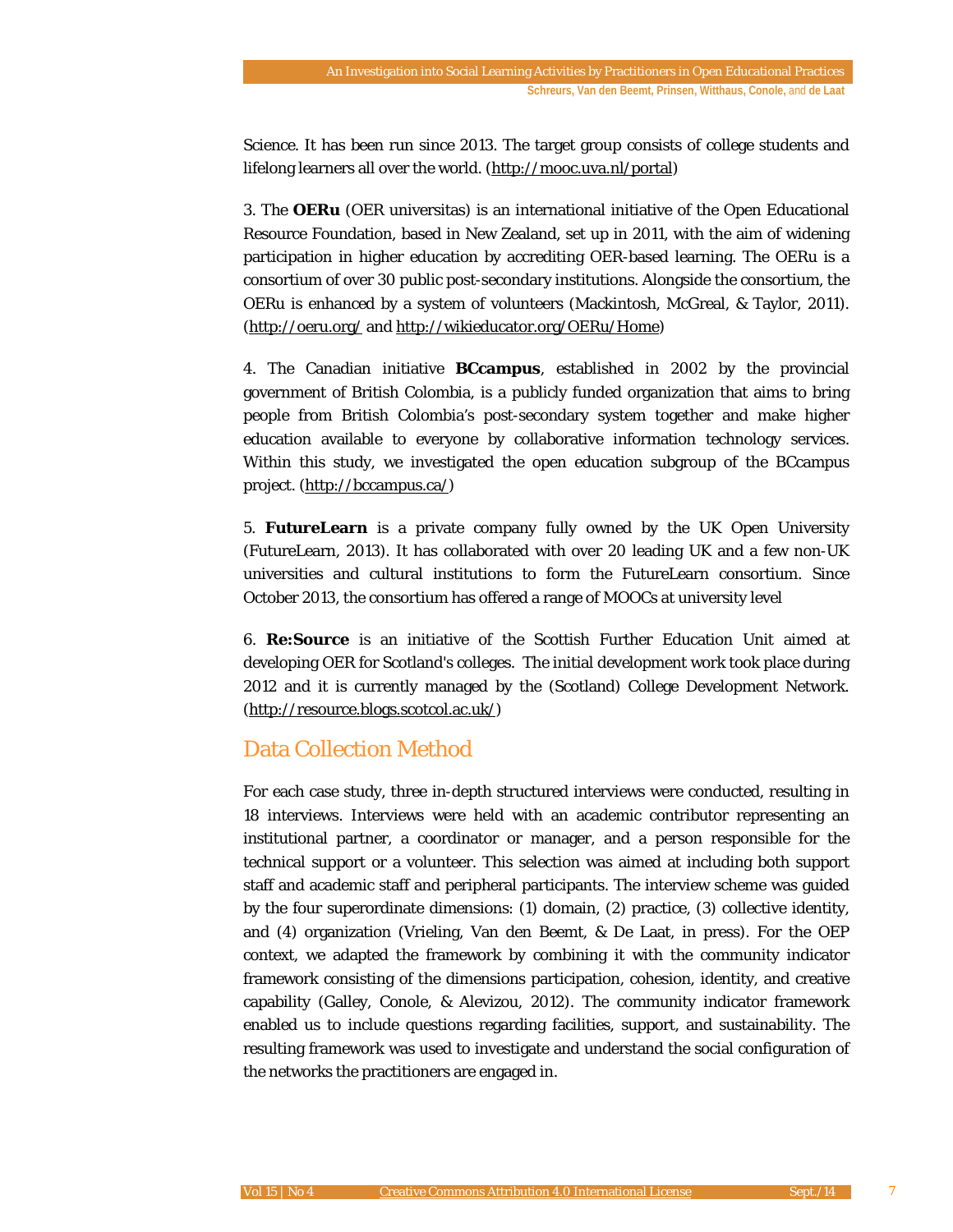Science. It has been run since 2013. The target group consists of college students and lifelong learners all over the world. (http://mooc.uva.nl/portal)

3. The **OERu** (OER universitas) is an international initiative of the Open Educational Resource Foundation, based in New Zealand, set up in 2011, with the aim of widening participation in higher education by accrediting OER-based learning. The OERu is a consortium of over 30 public post-secondary institutions. Alongside the consortium, the OERu is enhanced by a system of volunteers (Mackintosh, McGreal, & Taylor, 2011). (http://oeru.org/ and http://wikieducator.org/OERu/Home)

4. The Canadian initiative **BCcampus**, established in 2002 by the provincial government of British Colombia, is a publicly funded organization that aims to bring people from British Colombia's post-secondary system together and make higher education available to everyone by collaborative information technology services. Within this study, we investigated the open education subgroup of the BCcampus project. (http://bccampus.ca/)

5. **FutureLearn** is a private company fully owned by the UK Open University (FutureLearn, 2013). It has collaborated with over 20 leading UK and a few non-UK universities and cultural institutions to form the FutureLearn consortium. Since October 2013, the consortium has offered a range of MOOCs at university level

6. **Re:Source** is an initiative of the Scottish Further Education Unit aimed at developing OER for Scotland's colleges. The initial development work took place during 2012 and it is currently managed by the (Scotland) College Development Network. (http://resource.blogs.scotcol.ac.uk/)

## Data Collection Method

For each case study, three in-depth structured interviews were conducted, resulting in 18 interviews. Interviews were held with an academic contributor representing an institutional partner, a coordinator or manager, and a person responsible for the technical support or a volunteer. This selection was aimed at including both support staff and academic staff and peripheral participants. The interview scheme was guided by the four superordinate dimensions: (1) domain, (2) practice, (3) collective identity, and (4) organization (Vrieling, Van den Beemt, & De Laat, in press). For the OEP context, we adapted the framework by combining it with the community indicator framework consisting of the dimensions participation, cohesion, identity, and creative capability (Galley, Conole, & Alevizou, 2012). The community indicator framework enabled us to include questions regarding facilities, support, and sustainability. The resulting framework was used to investigate and understand the social configuration of the networks the practitioners are engaged in.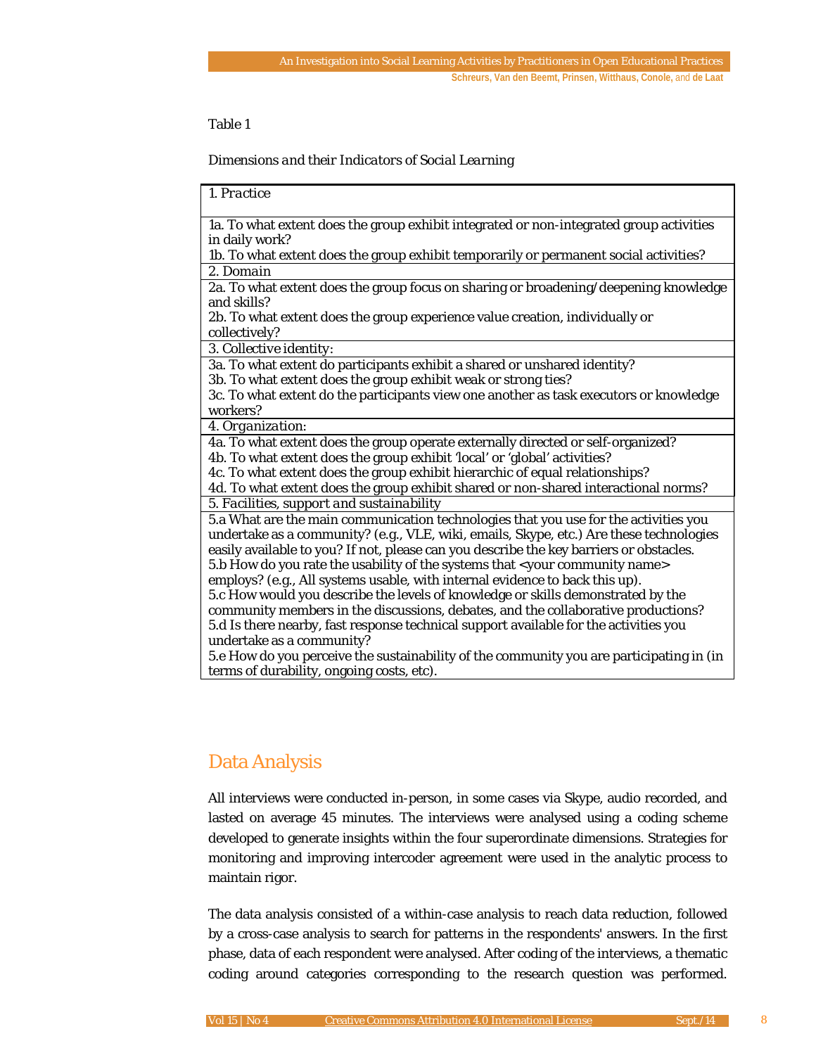Table 1

*Dimensions and their Indicators of Social Learning*

| *1. Practice* |
|---|
| 1a. To what extent does the group exhibit integrated or non-integrated group activities in daily work?<br>1b. To what extent does the group exhibit temporarily or permanent social activities? |
| *2. Domain* |
| 2a. To what extent does the group focus on sharing or broadening/deepening knowledge and skills?<br>2b. To what extent does the group experience value creation, individually or collectively? |
| *3. Collective identity:* |
| 3a. To what extent do participants exhibit a shared or unshared identity?<br>3b. To what extent does the group exhibit weak or strong ties?<br>3c. To what extent do the participants view one another as task executors or knowledge workers? |
| *4. Organization:* |
| 4a. To what extent does the group operate externally directed or self-organized?<br>4b. To what extent does the group exhibit 'local' or 'global' activities?<br>4c. To what extent does the group exhibit hierarchic of equal relationships?<br>4d. To what extent does the group exhibit shared or non-shared interactional norms? |
| *5. Facilities, support and sustainability* |
| 5.a What are the main communication technologies that you use for the activities you undertake as a community? (e.g., VLE, wiki, emails, Skype, etc.) Are these technologies easily available to you? If not, please can you describe the key barriers or obstacles.<br>5.b How do you rate the usability of the systems that <your community name> employs? (e.g., All systems usable, with internal evidence to back this up).<br>5.c How would you describe the levels of knowledge or skills demonstrated by the community members in the discussions, debates, and the collaborative productions?<br>5.d Is there nearby, fast response technical support available for the activities you undertake as a community?<br>5.e How do you perceive the sustainability of the community you are participating in (in terms of durability, ongoing costs, etc). |

## Data Analysis

All interviews were conducted in-person, in some cases via Skype, audio recorded, and lasted on average 45 minutes. The interviews were analysed using a coding scheme developed to generate insights within the four superordinate dimensions. Strategies for monitoring and improving intercoder agreement were used in the analytic process to maintain rigor.

The data analysis consisted of a within-case analysis to reach data reduction, followed by a cross-case analysis to search for patterns in the respondents' answers. In the first phase, data of each respondent were analysed. After coding of the interviews, a thematic coding around categories corresponding to the research question was performed.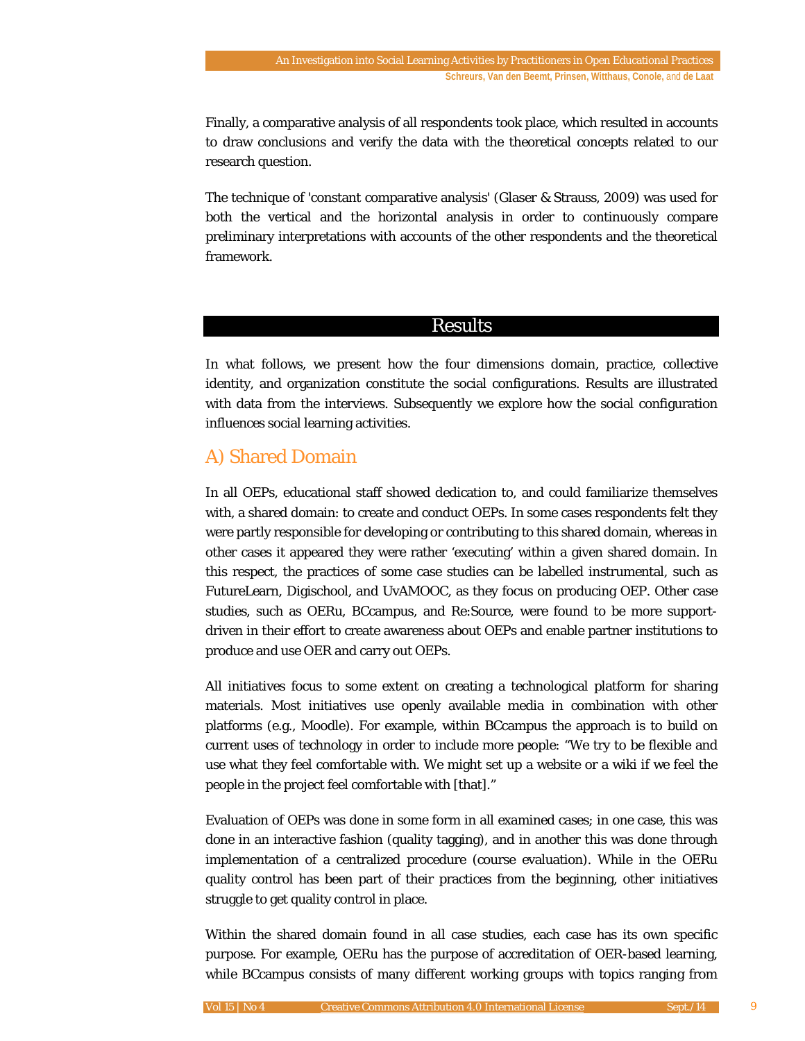Finally, a comparative analysis of all respondents took place, which resulted in accounts to draw conclusions and verify the data with the theoretical concepts related to our research question.

The technique of 'constant comparative analysis' (Glaser & Strauss, 2009) was used for both the vertical and the horizontal analysis in order to continuously compare preliminary interpretations with accounts of the other respondents and the theoretical framework.

## Results

In what follows, we present how the four dimensions domain, practice, collective identity, and organization constitute the social configurations. Results are illustrated with data from the interviews. Subsequently we explore how the social configuration influences social learning activities.

### A) Shared Domain

In all OEPs, educational staff showed dedication to, and could familiarize themselves with, a shared domain: to create and conduct OEPs. In some cases respondents felt they were partly responsible for developing or contributing to this shared domain, whereas in other cases it appeared they were rather 'executing' within a given shared domain. In this respect, the practices of some case studies can be labelled instrumental, such as FutureLearn, Digischool, and UvAMOOC, as they focus on producing OEP. Other case studies, such as OERu, BCcampus, and Re:Source, were found to be more support-driven in their effort to create awareness about OEPs and enable partner institutions to produce and use OER and carry out OEPs.

All initiatives focus to some extent on creating a technological platform for sharing materials. Most initiatives use openly available media in combination with other platforms (e.g., Moodle). For example, within BCcampus the approach is to build on current uses of technology in order to include more people: "We try to be flexible and use what they feel comfortable with. We might set up a website or a wiki if we feel the people in the project feel comfortable with [that]."

Evaluation of OEPs was done in some form in all examined cases; in one case, this was done in an interactive fashion (quality tagging), and in another this was done through implementation of a centralized procedure (course evaluation). While in the OERu quality control has been part of their practices from the beginning, other initiatives struggle to get quality control in place.

Within the shared domain found in all case studies, each case has its own specific purpose. For example, OERu has the purpose of accreditation of OER-based learning, while BCcampus consists of many different working groups with topics ranging from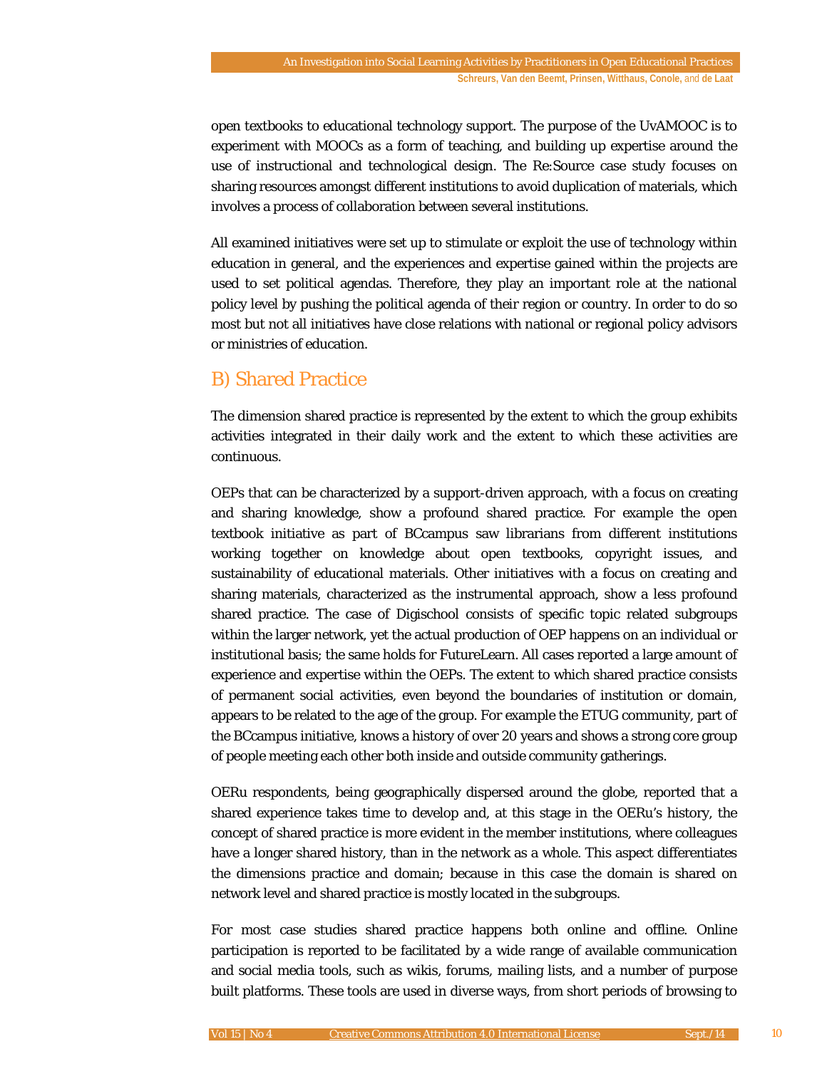open textbooks to educational technology support. The purpose of the UvAMOOC is to experiment with MOOCs as a form of teaching, and building up expertise around the use of instructional and technological design. The Re:Source case study focuses on sharing resources amongst different institutions to avoid duplication of materials, which involves a process of collaboration between several institutions.

All examined initiatives were set up to stimulate or exploit the use of technology within education in general, and the experiences and expertise gained within the projects are used to set political agendas. Therefore, they play an important role at the national policy level by pushing the political agenda of their region or country. In order to do so most but not all initiatives have close relations with national or regional policy advisors or ministries of education.

## B) Shared Practice

The dimension shared practice is represented by the extent to which the group exhibits activities integrated in their daily work and the extent to which these activities are continuous.

OEPs that can be characterized by a support-driven approach, with a focus on creating and sharing knowledge, show a profound shared practice. For example the open textbook initiative as part of BCcampus saw librarians from different institutions working together on knowledge about open textbooks, copyright issues, and sustainability of educational materials. Other initiatives with a focus on creating and sharing materials, characterized as the instrumental approach, show a less profound shared practice. The case of Digischool consists of specific topic related subgroups within the larger network, yet the actual production of OEP happens on an individual or institutional basis; the same holds for FutureLearn. All cases reported a large amount of experience and expertise within the OEPs. The extent to which shared practice consists of permanent social activities, even beyond the boundaries of institution or domain, appears to be related to the age of the group. For example the ETUG community, part of the BCcampus initiative, knows a history of over 20 years and shows a strong core group of people meeting each other both inside and outside community gatherings.

OERu respondents, being geographically dispersed around the globe, reported that a shared experience takes time to develop and, at this stage in the OERu's history, the concept of shared practice is more evident in the member institutions, where colleagues have a longer shared history, than in the network as a whole. This aspect differentiates the dimensions practice and domain; because in this case the domain is shared on network level and shared practice is mostly located in the subgroups.

For most case studies shared practice happens both online and offline. Online participation is reported to be facilitated by a wide range of available communication and social media tools, such as wikis, forums, mailing lists, and a number of purpose built platforms. These tools are used in diverse ways, from short periods of browsing to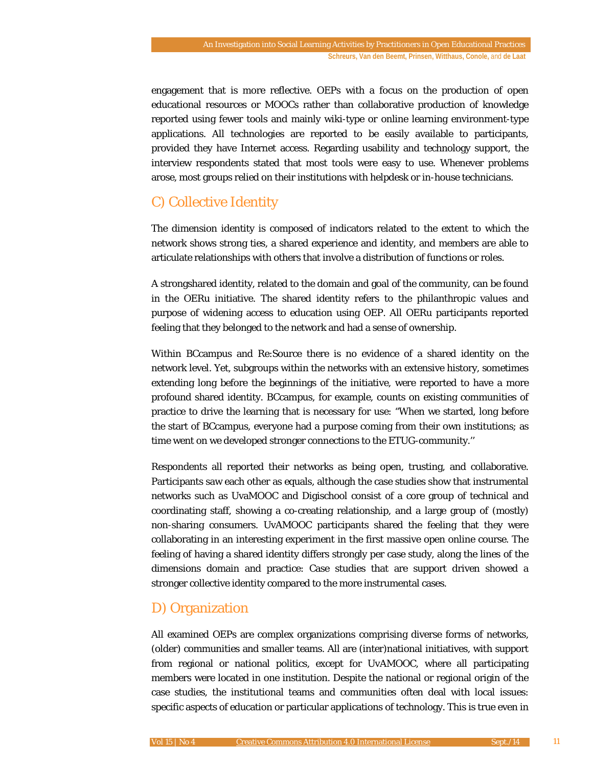engagement that is more reflective. OEPs with a focus on the production of open educational resources or MOOCs rather than collaborative production of knowledge reported using fewer tools and mainly wiki-type or online learning environment-type applications. All technologies are reported to be easily available to participants, provided they have Internet access. Regarding usability and technology support, the interview respondents stated that most tools were easy to use. Whenever problems arose, most groups relied on their institutions with helpdesk or in-house technicians.

## C) Collective Identity

The dimension identity is composed of indicators related to the extent to which the network shows strong ties, a shared experience and identity, and members are able to articulate relationships with others that involve a distribution of functions or roles.

A strongshared identity, related to the domain and goal of the community, can be found in the OERu initiative. The shared identity refers to the philanthropic values and purpose of widening access to education using OEP. All OERu participants reported feeling that they belonged to the network and had a sense of ownership.

Within BCcampus and Re:Source there is no evidence of a shared identity on the network level. Yet, subgroups within the networks with an extensive history, sometimes extending long before the beginnings of the initiative, were reported to have a more profound shared identity. BCcampus, for example, counts on existing communities of practice to drive the learning that is necessary for use: ''When we started, long before the start of BCcampus, everyone had a purpose coming from their own institutions; as time went on we developed stronger connections to the ETUG-community.''

Respondents all reported their networks as being open, trusting, and collaborative. Participants saw each other as equals, although the case studies show that instrumental networks such as UvaMOOC and Digischool consist of a core group of technical and coordinating staff, showing a co-creating relationship, and a large group of (mostly) non-sharing consumers. UvAMOOC participants shared the feeling that they were collaborating in an interesting experiment in the first massive open online course. The feeling of having a shared identity differs strongly per case study, along the lines of the dimensions domain and practice: Case studies that are support driven showed a stronger collective identity compared to the more instrumental cases.

## D) Organization

All examined OEPs are complex organizations comprising diverse forms of networks, (older) communities and smaller teams. All are (inter)national initiatives, with support from regional or national politics, except for UvAMOOC, where all participating members were located in one institution. Despite the national or regional origin of the case studies, the institutional teams and communities often deal with local issues: specific aspects of education or particular applications of technology. This is true even in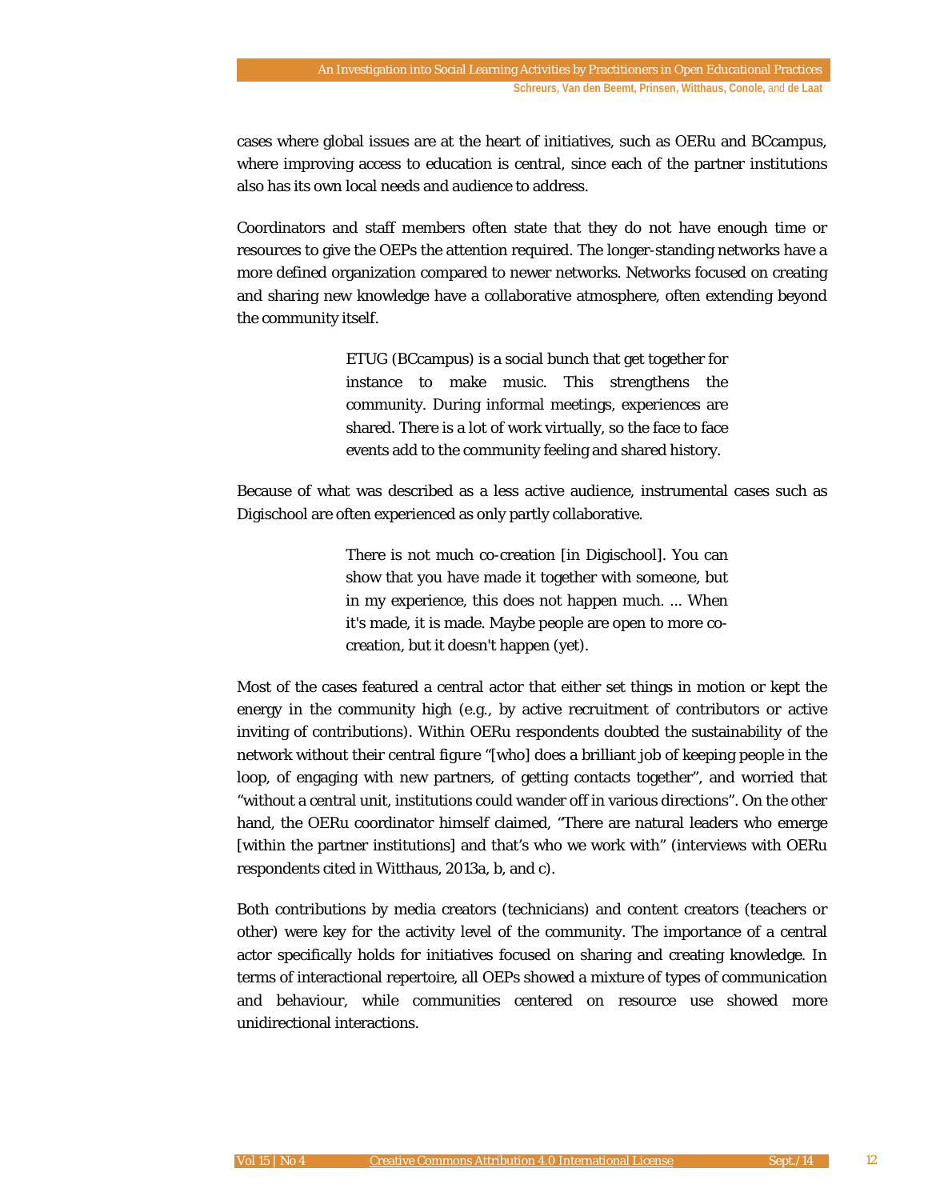cases where global issues are at the heart of initiatives, such as OERu and BCcampus, where improving access to education is central, since each of the partner institutions also has its own local needs and audience to address.

Coordinators and staff members often state that they do not have enough time or resources to give the OEPs the attention required. The longer-standing networks have a more defined organization compared to newer networks. Networks focused on creating and sharing new knowledge have a collaborative atmosphere, often extending beyond the community itself.

> ETUG (BCcampus) is a social bunch that get together for instance to make music. This strengthens the community. During informal meetings, experiences are shared. There is a lot of work virtually, so the face to face events add to the community feeling and shared history.

Because of what was described as a less active audience, instrumental cases such as Digischool are often experienced as only partly collaborative.

> There is not much co-creation [in Digischool]. You can show that you have made it together with someone, but in my experience, this does not happen much. ... When it's made, it is made. Maybe people are open to more co-creation, but it doesn't happen (yet).

Most of the cases featured a central actor that either set things in motion or kept the energy in the community high (e.g., by active recruitment of contributors or active inviting of contributions). Within OERu respondents doubted the sustainability of the network without their central figure "[who] does a brilliant job of keeping people in the loop, of engaging with new partners, of getting contacts together", and worried that "without a central unit, institutions could wander off in various directions". On the other hand, the OERu coordinator himself claimed, "There are natural leaders who emerge [within the partner institutions] and that's who we work with" (interviews with OERu respondents cited in Witthaus, 2013a, b, and c).

Both contributions by media creators (technicians) and content creators (teachers or other) were key for the activity level of the community. The importance of a central actor specifically holds for initiatives focused on sharing and creating knowledge. In terms of interactional repertoire, all OEPs showed a mixture of types of communication and behaviour, while communities centered on resource use showed more unidirectional interactions.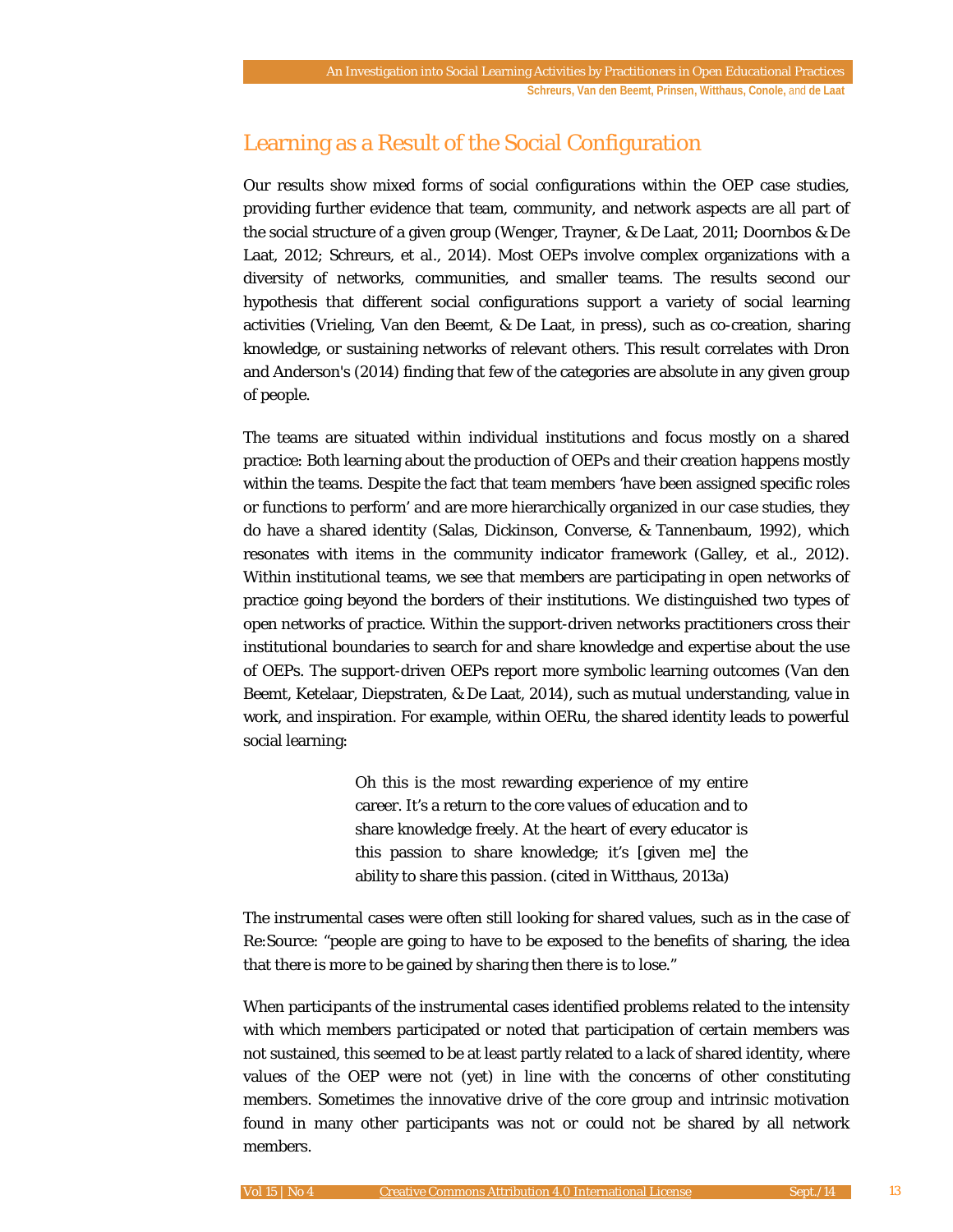## Learning as a Result of the Social Configuration

Our results show mixed forms of social configurations within the OEP case studies, providing further evidence that team, community, and network aspects are all part of the social structure of a given group (Wenger, Trayner, & De Laat, 2011; Doornbos & De Laat, 2012; Schreurs, et al., 2014). Most OEPs involve complex organizations with a diversity of networks, communities, and smaller teams. The results second our hypothesis that different social configurations support a variety of social learning activities (Vrieling, Van den Beemt, & De Laat, in press), such as co-creation, sharing knowledge, or sustaining networks of relevant others. This result correlates with Dron and Anderson's (2014) finding that few of the categories are absolute in any given group of people.

The teams are situated within individual institutions and focus mostly on a shared practice: Both learning about the production of OEPs and their creation happens mostly within the teams. Despite the fact that team members 'have been assigned specific roles or functions to perform' and are more hierarchically organized in our case studies, they do have a shared identity (Salas, Dickinson, Converse, & Tannenbaum, 1992), which resonates with items in the community indicator framework (Galley, et al., 2012). Within institutional teams, we see that members are participating in open networks of practice going beyond the borders of their institutions. We distinguished two types of open networks of practice. Within the support-driven networks practitioners cross their institutional boundaries to search for and share knowledge and expertise about the use of OEPs. The support-driven OEPs report more symbolic learning outcomes (Van den Beemt, Ketelaar, Diepstraten, & De Laat, 2014), such as mutual understanding, value in work, and inspiration. For example, within OERu, the shared identity leads to powerful social learning:

> Oh this is the most rewarding experience of my entire career. It's a return to the core values of education and to share knowledge freely. At the heart of every educator is this passion to share knowledge; it's [given me] the ability to share this passion. (cited in Witthaus, 2013a)

The instrumental cases were often still looking for shared values, such as in the case of Re:Source: "people are going to have to be exposed to the benefits of sharing, the idea that there is more to be gained by sharing then there is to lose."

When participants of the instrumental cases identified problems related to the intensity with which members participated or noted that participation of certain members was not sustained, this seemed to be at least partly related to a lack of shared identity, where values of the OEP were not (yet) in line with the concerns of other constituting members. Sometimes the innovative drive of the core group and intrinsic motivation found in many other participants was not or could not be shared by all network members.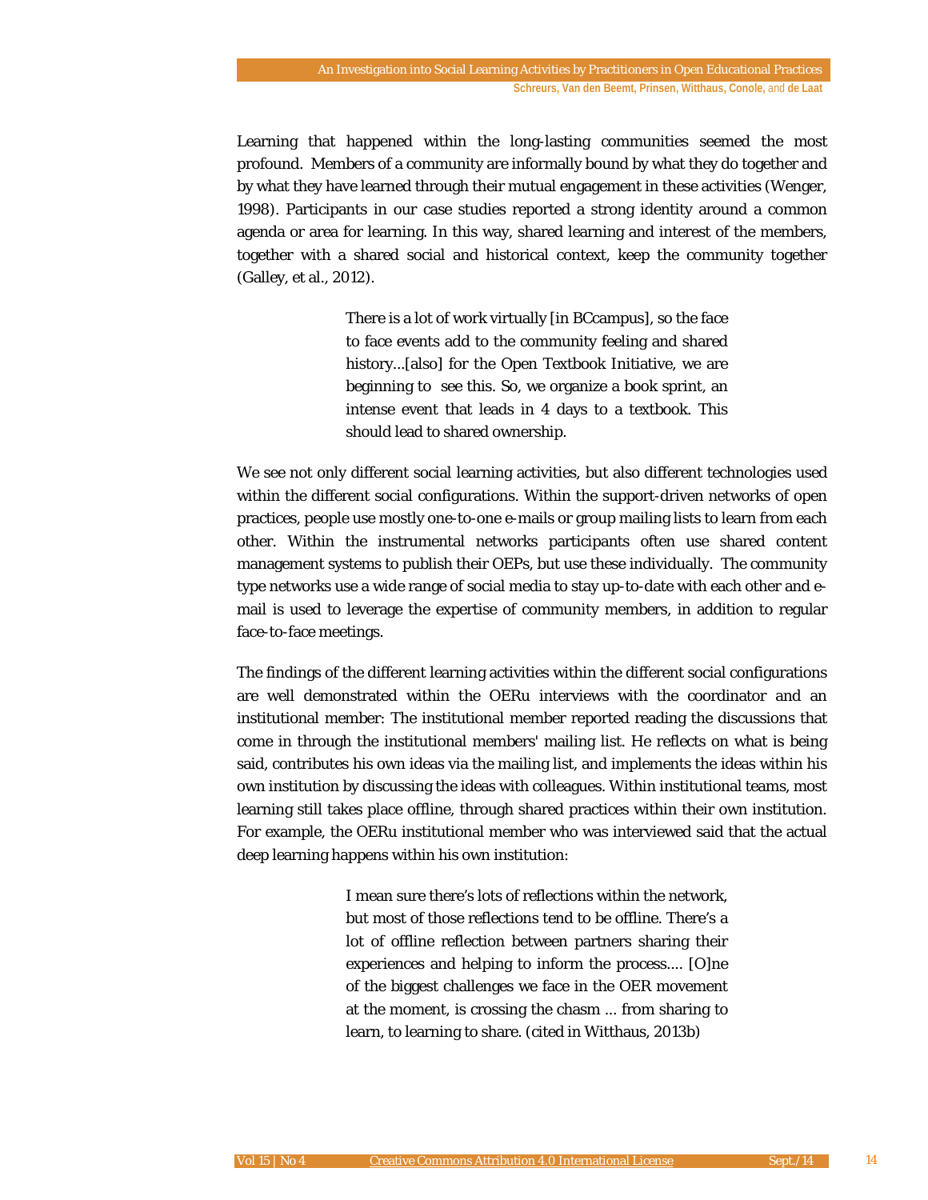Learning that happened within the long-lasting communities seemed the most profound. Members of a community are informally bound by what they do together and by what they have learned through their mutual engagement in these activities (Wenger, 1998). Participants in our case studies reported a strong identity around a common agenda or area for learning. In this way, shared learning and interest of the members, together with a shared social and historical context, keep the community together (Galley, et al., 2012).

> There is a lot of work virtually [in BCcampus], so the face to face events add to the community feeling and shared history...[also] for the Open Textbook Initiative, we are beginning to see this. So, we organize a book sprint, an intense event that leads in 4 days to a textbook. This should lead to shared ownership.

We see not only different social learning activities, but also different technologies used within the different social configurations. Within the support-driven networks of open practices, people use mostly one-to-one e-mails or group mailing lists to learn from each other. Within the instrumental networks participants often use shared content management systems to publish their OEPs, but use these individually. The community type networks use a wide range of social media to stay up-to-date with each other and e-mail is used to leverage the expertise of community members, in addition to regular face-to-face meetings.

The findings of the different learning activities within the different social configurations are well demonstrated within the OERu interviews with the coordinator and an institutional member: The institutional member reported reading the discussions that come in through the institutional members' mailing list. He reflects on what is being said, contributes his own ideas via the mailing list, and implements the ideas within his own institution by discussing the ideas with colleagues. Within institutional teams, most learning still takes place offline, through shared practices within their own institution. For example, the OERu institutional member who was interviewed said that the actual deep learning happens within his own institution:

> I mean sure there's lots of reflections within the network, but most of those reflections tend to be offline. There's a lot of offline reflection between partners sharing their experiences and helping to inform the process.... [O]ne of the biggest challenges we face in the OER movement at the moment, is crossing the chasm ... from sharing to learn, to learning to share. (cited in Witthaus, 2013b)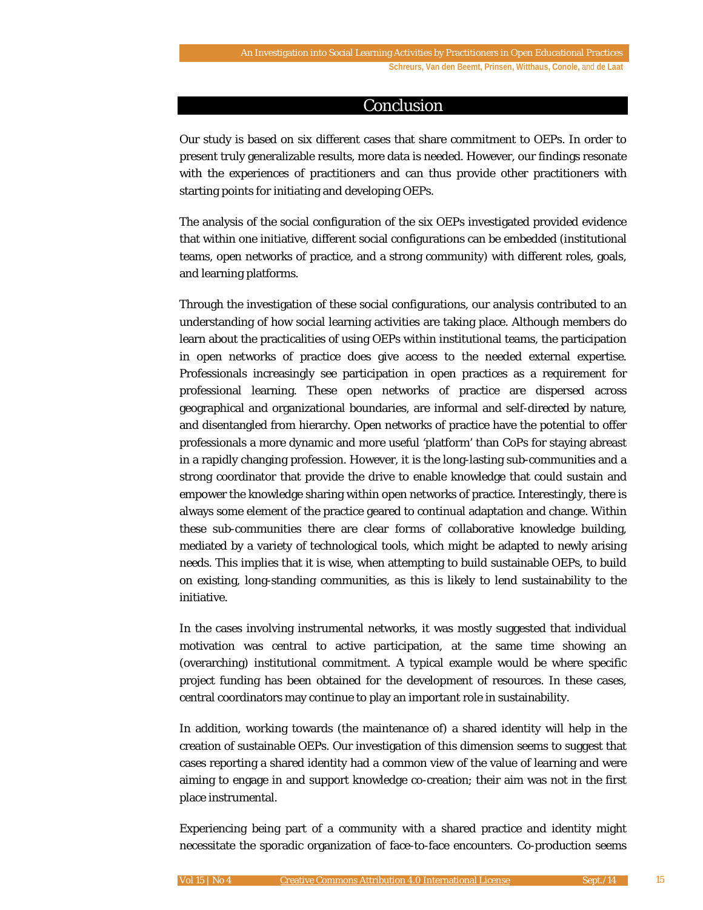## Conclusion

Our study is based on six different cases that share commitment to OEPs. In order to present truly generalizable results, more data is needed. However, our findings resonate with the experiences of practitioners and can thus provide other practitioners with starting points for initiating and developing OEPs.

The analysis of the social configuration of the six OEPs investigated provided evidence that within one initiative, different social configurations can be embedded (institutional teams, open networks of practice, and a strong community) with different roles, goals, and learning platforms.

Through the investigation of these social configurations, our analysis contributed to an understanding of how social learning activities are taking place. Although members do learn about the practicalities of using OEPs within institutional teams, the participation in open networks of practice does give access to the needed external expertise. Professionals increasingly see participation in open practices as a requirement for professional learning. These open networks of practice are dispersed across geographical and organizational boundaries, are informal and self-directed by nature, and disentangled from hierarchy. Open networks of practice have the potential to offer professionals a more dynamic and more useful 'platform' than CoPs for staying abreast in a rapidly changing profession. However, it is the long-lasting sub-communities and a strong coordinator that provide the drive to enable knowledge that could sustain and empower the knowledge sharing within open networks of practice. Interestingly, there is always some element of the practice geared to continual adaptation and change. Within these sub-communities there are clear forms of collaborative knowledge building, mediated by a variety of technological tools, which might be adapted to newly arising needs. This implies that it is wise, when attempting to build sustainable OEPs, to build on existing, long-standing communities, as this is likely to lend sustainability to the initiative.

In the cases involving instrumental networks, it was mostly suggested that individual motivation was central to active participation, at the same time showing an (overarching) institutional commitment. A typical example would be where specific project funding has been obtained for the development of resources. In these cases, central coordinators may continue to play an important role in sustainability.

In addition, working towards (the maintenance of) a shared identity will help in the creation of sustainable OEPs. Our investigation of this dimension seems to suggest that cases reporting a shared identity had a common view of the value of learning and were aiming to engage in and support knowledge co-creation; their aim was not in the first place instrumental.

Experiencing being part of a community with a shared practice and identity might necessitate the sporadic organization of face-to-face encounters. Co-production seems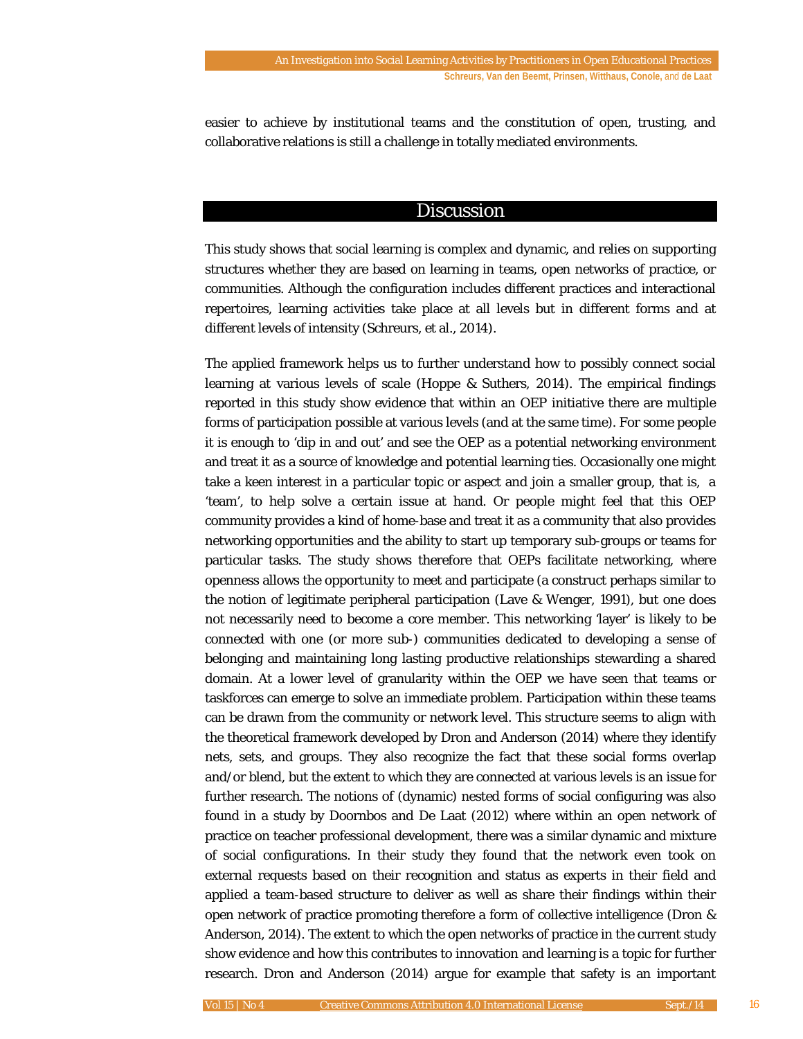easier to achieve by institutional teams and the constitution of open, trusting, and collaborative relations is still a challenge in totally mediated environments.

## Discussion

This study shows that social learning is complex and dynamic, and relies on supporting structures whether they are based on learning in teams, open networks of practice, or communities. Although the configuration includes different practices and interactional repertoires, learning activities take place at all levels but in different forms and at different levels of intensity (Schreurs, et al., 2014).

The applied framework helps us to further understand how to possibly connect social learning at various levels of scale (Hoppe & Suthers, 2014). The empirical findings reported in this study show evidence that within an OEP initiative there are multiple forms of participation possible at various levels (and at the same time). For some people it is enough to 'dip in and out' and see the OEP as a potential networking environment and treat it as a source of knowledge and potential learning ties. Occasionally one might take a keen interest in a particular topic or aspect and join a smaller group, that is, a 'team', to help solve a certain issue at hand. Or people might feel that this OEP community provides a kind of home-base and treat it as a community that also provides networking opportunities and the ability to start up temporary sub-groups or teams for particular tasks. The study shows therefore that OEPs facilitate networking, where openness allows the opportunity to meet and participate (a construct perhaps similar to the notion of legitimate peripheral participation (Lave & Wenger, 1991), but one does not necessarily need to become a core member. This networking 'layer' is likely to be connected with one (or more sub-) communities dedicated to developing a sense of belonging and maintaining long lasting productive relationships stewarding a shared domain. At a lower level of granularity within the OEP we have seen that teams or taskforces can emerge to solve an immediate problem. Participation within these teams can be drawn from the community or network level. This structure seems to align with the theoretical framework developed by Dron and Anderson (2014) where they identify nets, sets, and groups. They also recognize the fact that these social forms overlap and/or blend, but the extent to which they are connected at various levels is an issue for further research. The notions of (dynamic) nested forms of social configuring was also found in a study by Doornbos and De Laat (2012) where within an open network of practice on teacher professional development, there was a similar dynamic and mixture of social configurations. In their study they found that the network even took on external requests based on their recognition and status as experts in their field and applied a team-based structure to deliver as well as share their findings within their open network of practice promoting therefore a form of collective intelligence (Dron & Anderson, 2014). The extent to which the open networks of practice in the current study show evidence and how this contributes to innovation and learning is a topic for further research. Dron and Anderson (2014) argue for example that safety is an important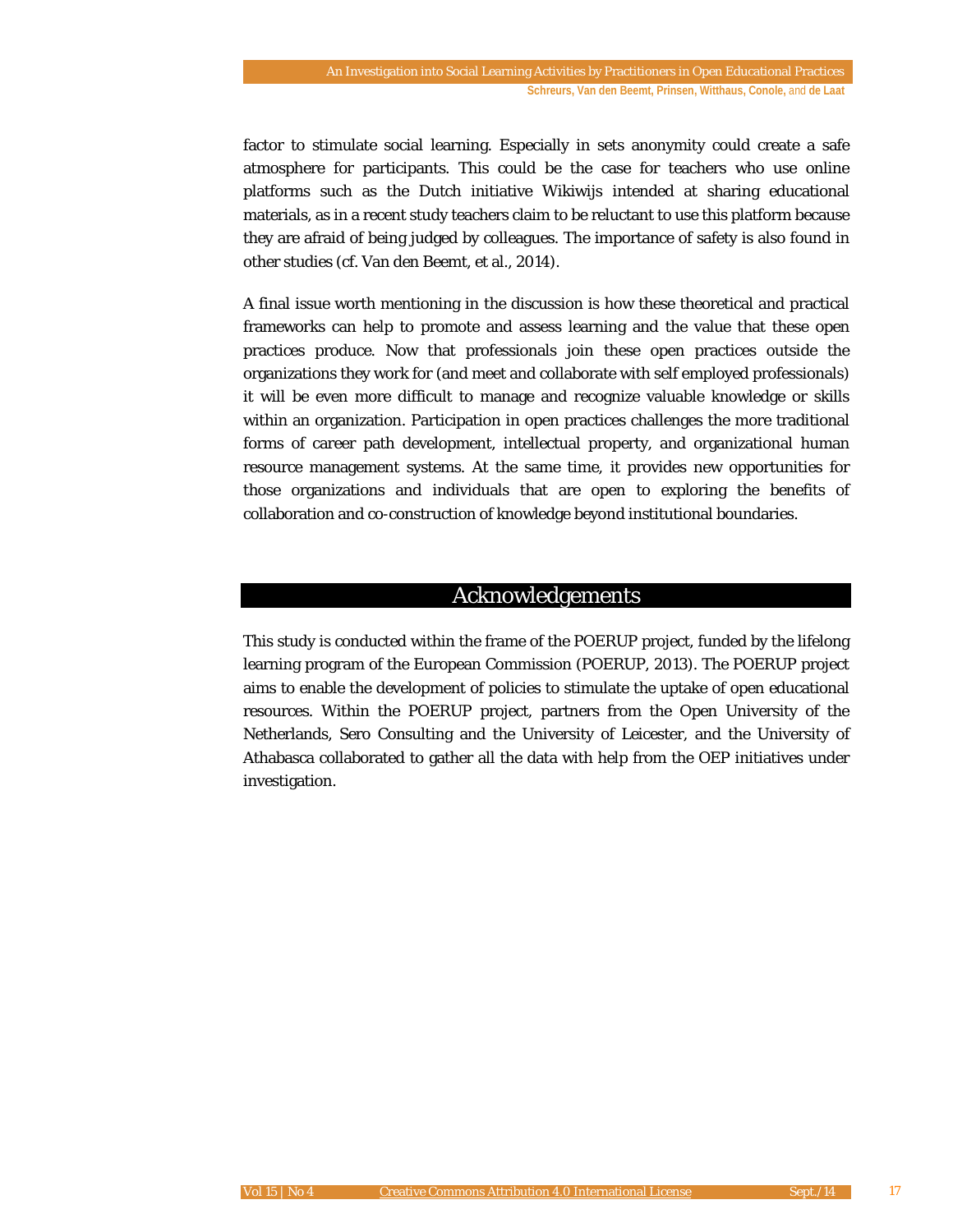factor to stimulate social learning. Especially in sets anonymity could create a safe atmosphere for participants. This could be the case for teachers who use online platforms such as the Dutch initiative Wikiwijs intended at sharing educational materials, as in a recent study teachers claim to be reluctant to use this platform because they are afraid of being judged by colleagues. The importance of safety is also found in other studies (cf. Van den Beemt, et al., 2014).

A final issue worth mentioning in the discussion is how these theoretical and practical frameworks can help to promote and assess learning and the value that these open practices produce. Now that professionals join these open practices outside the organizations they work for (and meet and collaborate with self employed professionals) it will be even more difficult to manage and recognize valuable knowledge or skills within an organization. Participation in open practices challenges the more traditional forms of career path development, intellectual property, and organizational human resource management systems. At the same time, it provides new opportunities for those organizations and individuals that are open to exploring the benefits of collaboration and co-construction of knowledge beyond institutional boundaries.

## Acknowledgements

This study is conducted within the frame of the POERUP project, funded by the lifelong learning program of the European Commission (POERUP, 2013). The POERUP project aims to enable the development of policies to stimulate the uptake of open educational resources. Within the POERUP project, partners from the Open University of the Netherlands, Sero Consulting and the University of Leicester, and the University of Athabasca collaborated to gather all the data with help from the OEP initiatives under investigation.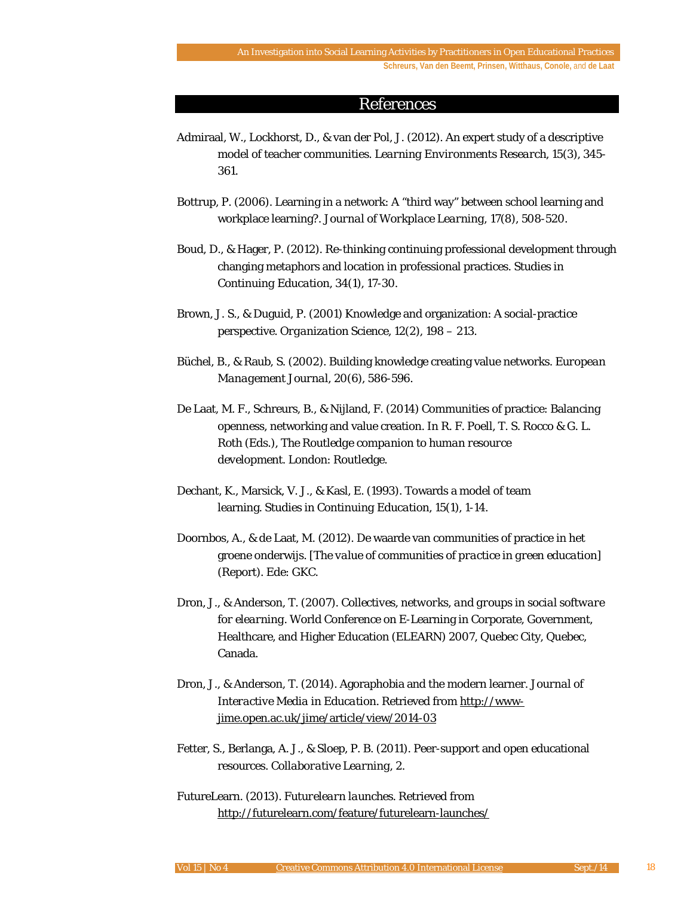## References

Admiraal, W., Lockhorst, D., & van der Pol, J. (2012). An expert study of a descriptive model of teacher communities. *Learning Environments Research*, 15(3), 345-361.

Bottrup, P. (2006). Learning in a network: A "third way" between school learning and workplace learning?. *Journal of Workplace Learning*, 17(8), 508-520.

Boud, D., & Hager, P. (2012). Re-thinking continuing professional development through changing metaphors and location in professional practices. Studies in *Continuing Education*, 34(1), 17-30.

Brown, J. S., & Duguid, P. (2001) Knowledge and organization: A social-practice perspective. *Organization Science*, 12(2), 198 – 213.

Büchel, B., & Raub, S. (2002). Building knowledge creating value networks. *European Management Journal*, 20(6), 586-596.

De Laat, M. F., Schreurs, B., & Nijland, F. (2014) Communities of practice: Balancing openness, networking and value creation. In R. F. Poell, T. S. Rocco & G. L. Roth (Eds.), *The Routledge companion to human resource development*. London: Routledge.

Dechant, K., Marsick, V. J., & Kasl, E. (1993). Towards a model of team learning. *Studies in Continuing Education*, 15(1), 1-14.

Doornbos, A., & de Laat, M. (2012). De waarde van communities of practice in het groene onderwijs. [*The value of communities of practice in green education*] (Report). Ede: GKC.

Dron, J., & Anderson, T. (2007). *Collectives, networks, and groups in social software for elearning*. World Conference on E-Learning in Corporate, Government, Healthcare, and Higher Education (ELEARN) 2007, Quebec City, Quebec, Canada.

Dron, J., & Anderson, T. (2014). Agoraphobia and the modern learner. *Journal of Interactive Media in Education*. Retrieved from http://www-jime.open.ac.uk/jime/article/view/2014-03

Fetter, S., Berlanga, A. J., & Sloep, P. B. (2011). Peer-support and open educational resources. *Collaborative Learning*, 2.

FutureLearn. (2013). *Futurelearn launches*. Retrieved from http://futurelearn.com/feature/futurelearn-launches/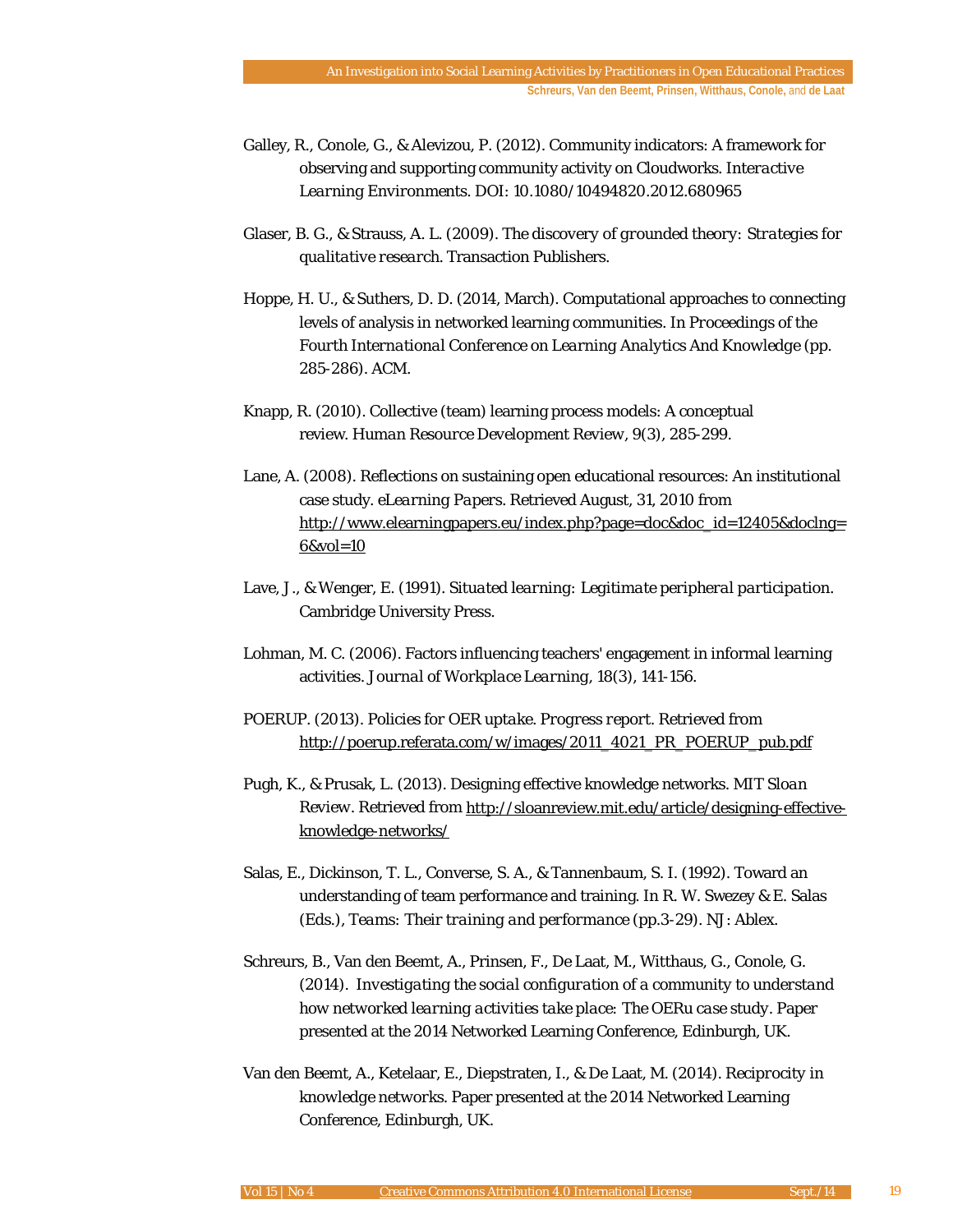Galley, R., Conole, G., & Alevizou, P. (2012). Community indicators: A framework for observing and supporting community activity on Cloudworks. *Interactive Learning Environments*. DOI: 10.1080/10494820.2012.680965

Glaser, B. G., & Strauss, A. L. (2009). *The discovery of grounded theory: Strategies for qualitative research*. Transaction Publishers.

Hoppe, H. U., & Suthers, D. D. (2014, March). Computational approaches to connecting levels of analysis in networked learning communities. In *Proceedings of the Fourth International Conference on Learning Analytics And Knowledge* (pp. 285-286). ACM.

Knapp, R. (2010). Collective (team) learning process models: A conceptual review. *Human Resource Development Review*, *9*(3), 285-299.

Lane, A. (2008). Reflections on sustaining open educational resources: An institutional case study. *eLearning Papers*. Retrieved August, 31, 2010 from http://www.elearningpapers.eu/index.php?page=doc&doc_id=12405&doclng=6&vol=10

Lave, J., & Wenger, E. (1991). *Situated learning: Legitimate peripheral participation*. Cambridge University Press.

Lohman, M. C. (2006). Factors influencing teachers' engagement in informal learning activities. *Journal of Workplace Learning*, *18*(3), 141-156.

POERUP. (2013). *Policies for OER uptake. Progress report*. Retrieved from http://poerup.referata.com/w/images/2011_4021_PR_POERUP_pub.pdf

Pugh, K., & Prusak, L. (2013). Designing effective knowledge networks. *MIT Sloan Review*. Retrieved from http://sloanreview.mit.edu/article/designing-effective-knowledge-networks/

Salas, E., Dickinson, T. L., Converse, S. A., & Tannenbaum, S. I. (1992). Toward an understanding of team performance and training. In R. W. Swezey & E. Salas (Eds.), *Teams: Their training and performance* (pp.3-29). NJ: Ablex.

Schreurs, B., Van den Beemt, A., Prinsen, F., De Laat, M., Witthaus, G., Conole, G. (2014). *Investigating the social configuration of a community to understand how networked learning activities take place: The OERu case study*. Paper presented at the 2014 Networked Learning Conference, Edinburgh, UK.

Van den Beemt, A., Ketelaar, E., Diepstraten, I., & De Laat, M. (2014). Reciprocity in knowledge networks. Paper presented at the 2014 Networked Learning Conference, Edinburgh, UK.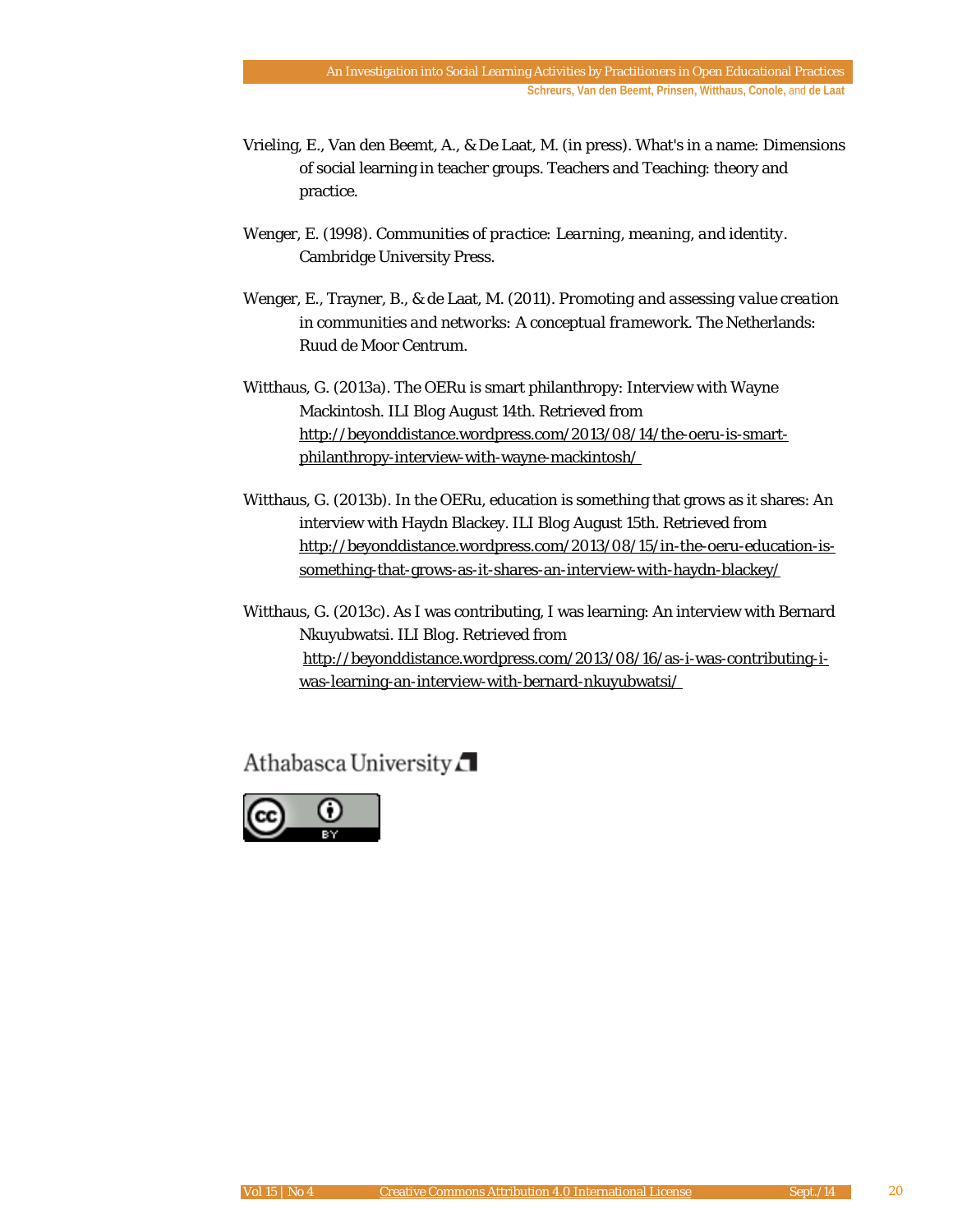Vrieling, E., Van den Beemt, A., & De Laat, M. (in press). What's in a name: Dimensions of social learning in teacher groups. Teachers and Teaching: theory and practice.

Wenger, E. (1998). *Communities of practice: Learning, meaning, and identity*. Cambridge University Press.

Wenger, E., Trayner, B., & de Laat, M. (2011). *Promoting and assessing value creation in communities and networks: A conceptual framework*. The Netherlands: Ruud de Moor Centrum.

Witthaus, G. (2013a). The OERu is smart philanthropy: Interview with Wayne Mackintosh. ILI Blog August 14th. Retrieved from http://beyonddistance.wordpress.com/2013/08/14/the-oeru-is-smart-philanthropy-interview-with-wayne-mackintosh/

Witthaus, G. (2013b). In the OERu, education is something that grows as it shares: An interview with Haydn Blackey. ILI Blog August 15th. Retrieved from http://beyonddistance.wordpress.com/2013/08/15/in-the-oeru-education-is-something-that-grows-as-it-shares-an-interview-with-haydn-blackey/

Witthaus, G. (2013c). As I was contributing, I was learning: An interview with Bernard Nkuyubwatsi. ILI Blog. Retrieved from http://beyonddistance.wordpress.com/2013/08/16/as-i-was-contributing-i-was-learning-an-interview-with-bernard-nkuyubwatsi/

Athabasca University